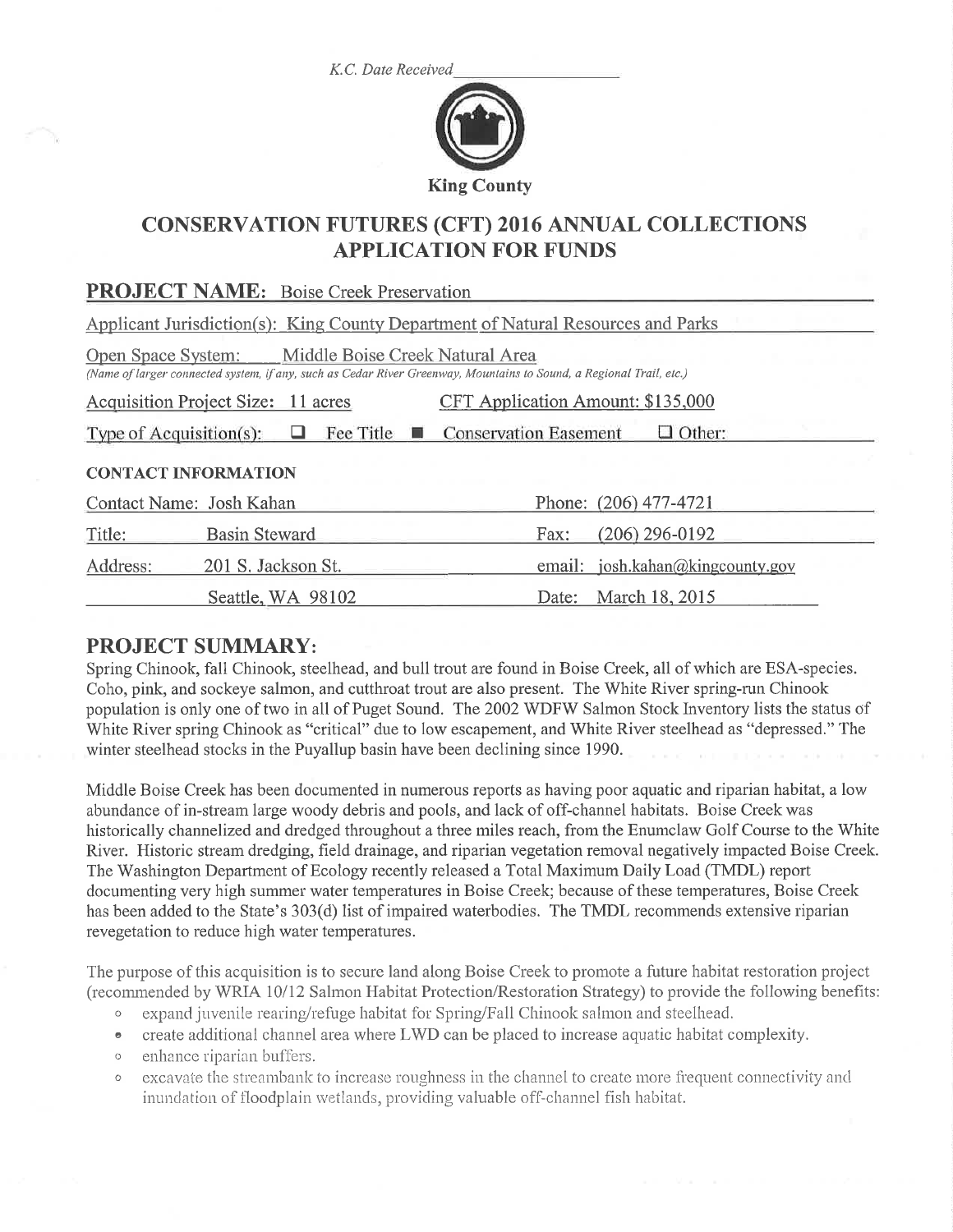*K.C. Date Received*\_\_\_\_\_\_\_\_\_\_\_\_\_\_\_\_\_\_

**King County**

# CONSERVATION FUTURES (CFT) 2016 ANNUAL COLLECTIONS APPLICATION FOR FUNDS

## PROJECT NAME: Boise Creek Preservation

Applicant Jurisdiction(s): King County Department of Natural Resources and Parks

Open Space System: Middle Boise Creek Natural Area
*(Name of larger connected system, if any, such as Cedar River Greenway, Mountains to Sound, a Regional Trail, etc.)*

Acquisition Project Size: 11 acres　　　CFT Application Amount: $135,000

Type of Acquisition(s): ☐ Fee Title ■ Conservation Easement ☐ Other:

**CONTACT INFORMATION**

| | | | |
|---|---|---|---|
| Contact Name: | Josh Kahan | Phone: | (206) 477-4721 |
| Title: | Basin Steward | Fax: | (206) 296-0192 |
| Address: | 201 S. Jackson St. | email: | josh.kahan@kingcounty.gov |
| | Seattle, WA 98102 | Date: | March 18, 2015 |

## PROJECT SUMMARY:

Spring Chinook, fall Chinook, steelhead, and bull trout are found in Boise Creek, all of which are ESA-species. Coho, pink, and sockeye salmon, and cutthroat trout are also present. The White River spring-run Chinook population is only one of two in all of Puget Sound. The 2002 WDFW Salmon Stock Inventory lists the status of White River spring Chinook as "critical" due to low escapement, and White River steelhead as "depressed." The winter steelhead stocks in the Puyallup basin have been declining since 1990.

Middle Boise Creek has been documented in numerous reports as having poor aquatic and riparian habitat, a low abundance of in-stream large woody debris and pools, and lack of off-channel habitats. Boise Creek was historically channelized and dredged throughout a three miles reach, from the Enumclaw Golf Course to the White River. Historic stream dredging, field drainage, and riparian vegetation removal negatively impacted Boise Creek. The Washington Department of Ecology recently released a Total Maximum Daily Load (TMDL) report documenting very high summer water temperatures in Boise Creek; because of these temperatures, Boise Creek has been added to the State's 303(d) list of impaired waterbodies. The TMDL recommends extensive riparian revegetation to reduce high water temperatures.

The purpose of this acquisition is to secure land along Boise Creek to promote a future habitat restoration project (recommended by WRIA 10/12 Salmon Habitat Protection/Restoration Strategy) to provide the following benefits:

- expand juvenile rearing/refuge habitat for Spring/Fall Chinook salmon and steelhead.
- create additional channel area where LWD can be placed to increase aquatic habitat complexity.
- enhance riparian buffers.
- excavate the streambank to increase roughness in the channel to create more frequent connectivity and inundation of floodplain wetlands, providing valuable off-channel fish habitat.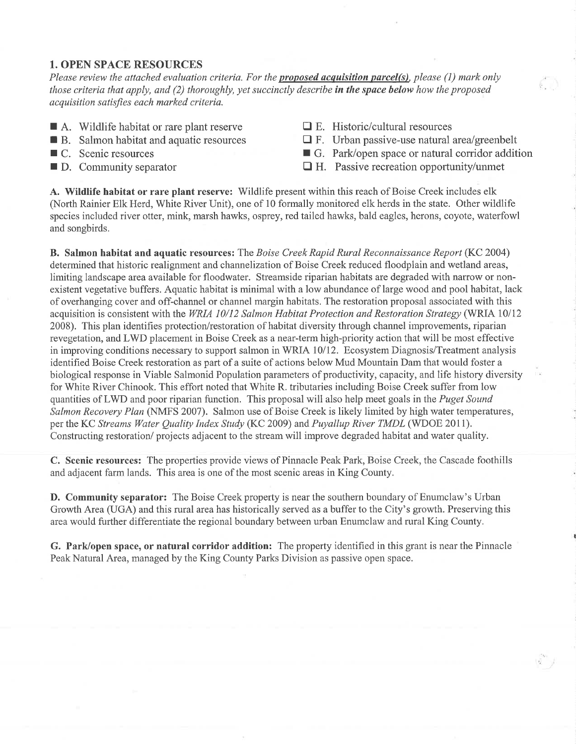## 1. OPEN SPACE RESOURCES

*Please review the attached evaluation criteria. For the* ***proposed acquisition parcel(s)****, please (1) mark only those criteria that apply, and (2) thoroughly, yet succinctly describe* ***in the space below*** *how the proposed acquisition satisfies each marked criteria.*

- ■ A. Wildlife habitat or rare plant reserve
- ■ B. Salmon habitat and aquatic resources
- ■ C. Scenic resources
- ■ D. Community separator
- ☐ E. Historic/cultural resources
- ☐ F. Urban passive-use natural area/greenbelt
- ■ G. Park/open space or natural corridor addition
- ☐ H. Passive recreation opportunity/unmet

**A. Wildlife habitat or rare plant reserve:** Wildlife present within this reach of Boise Creek includes elk (North Rainier Elk Herd, White River Unit), one of 10 formally monitored elk herds in the state. Other wildlife species included river otter, mink, marsh hawks, osprey, red tailed hawks, bald eagles, herons, coyote, waterfowl and songbirds.

**B. Salmon habitat and aquatic resources:** The *Boise Creek Rapid Rural Reconnaissance Report* (KC 2004) determined that historic realignment and channelization of Boise Creek reduced floodplain and wetland areas, limiting landscape area available for floodwater. Streamside riparian habitats are degraded with narrow or non-existent vegetative buffers. Aquatic habitat is minimal with a low abundance of large wood and pool habitat, lack of overhanging cover and off-channel or channel margin habitats. The restoration proposal associated with this acquisition is consistent with the *WRIA 10/12 Salmon Habitat Protection and Restoration Strategy* (WRIA 10/12 2008). This plan identifies protection/restoration of habitat diversity through channel improvements, riparian revegetation, and LWD placement in Boise Creek as a near-term high-priority action that will be most effective in improving conditions necessary to support salmon in WRIA 10/12. Ecosystem Diagnosis/Treatment analysis identified Boise Creek restoration as part of a suite of actions below Mud Mountain Dam that would foster a biological response in Viable Salmonid Population parameters of productivity, capacity, and life history diversity for White River Chinook. This effort noted that White R. tributaries including Boise Creek suffer from low quantities of LWD and poor riparian function. This proposal will also help meet goals in the *Puget Sound Salmon Recovery Plan* (NMFS 2007). Salmon use of Boise Creek is likely limited by high water temperatures, per the KC *Streams Water Quality Index Study* (KC 2009) and *Puyallup River TMDL* (WDOE 2011). Constructing restoration/ projects adjacent to the stream will improve degraded habitat and water quality.

**C. Scenic resources:** The properties provide views of Pinnacle Peak Park, Boise Creek, the Cascade foothills and adjacent farm lands. This area is one of the most scenic areas in King County.

**D. Community separator:** The Boise Creek property is near the southern boundary of Enumclaw's Urban Growth Area (UGA) and this rural area has historically served as a buffer to the City's growth. Preserving this area would further differentiate the regional boundary between urban Enumclaw and rural King County.

**G. Park/open space, or natural corridor addition:** The property identified in this grant is near the Pinnacle Peak Natural Area, managed by the King County Parks Division as passive open space.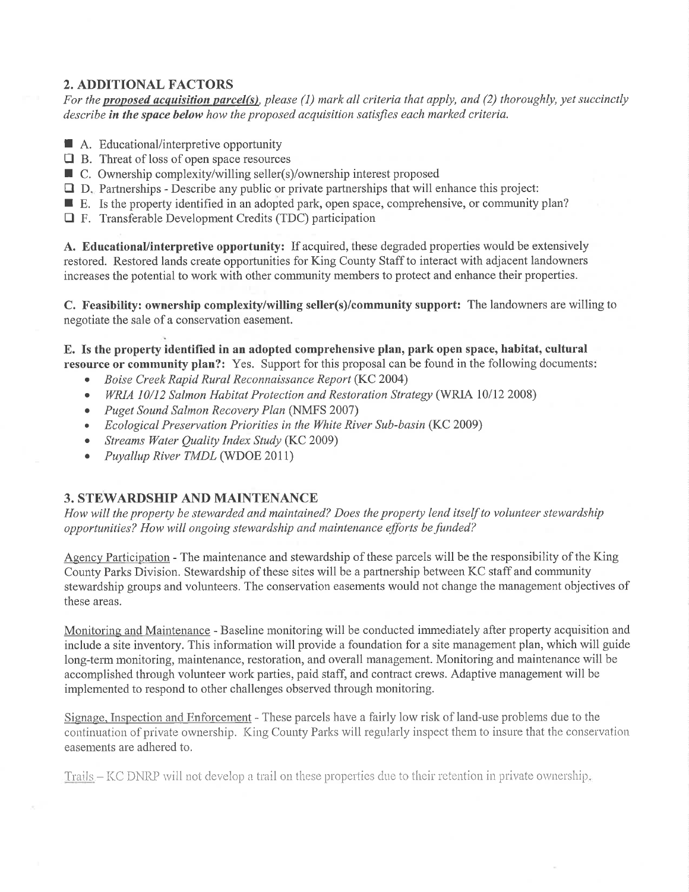## 2. ADDITIONAL FACTORS

*For the **proposed acquisition parcel(s)**, please (1) mark all criteria that apply, and (2) thoroughly, yet succinctly describe **in the space below** how the proposed acquisition satisfies each marked criteria.*

- ■ A. Educational/interpretive opportunity
- ☐ B. Threat of loss of open space resources
- ■ C. Ownership complexity/willing seller(s)/ownership interest proposed
- ☐ D. Partnerships - Describe any public or private partnerships that will enhance this project:
- ■ E. Is the property identified in an adopted park, open space, comprehensive, or community plan?
- ☐ F. Transferable Development Credits (TDC) participation

**A. Educational/interpretive opportunity:** If acquired, these degraded properties would be extensively restored. Restored lands create opportunities for King County Staff to interact with adjacent landowners increases the potential to work with other community members to protect and enhance their properties.

**C. Feasibility: ownership complexity/willing seller(s)/community support:** The landowners are willing to negotiate the sale of a conservation easement.

**E. Is the property identified in an adopted comprehensive plan, park open space, habitat, cultural resource or community plan?:** Yes. Support for this proposal can be found in the following documents:

- *Boise Creek Rapid Rural Reconnaissance Report* (KC 2004)
- *WRIA 10/12 Salmon Habitat Protection and Restoration Strategy* (WRIA 10/12 2008)
- *Puget Sound Salmon Recovery Plan* (NMFS 2007)
- *Ecological Preservation Priorities in the White River Sub-basin* (KC 2009)
- *Streams Water Quality Index Study* (KC 2009)
- *Puyallup River TMDL* (WDOE 2011)

## 3. STEWARDSHIP AND MAINTENANCE

*How will the property be stewarded and maintained? Does the property lend itself to volunteer stewardship opportunities? How will ongoing stewardship and maintenance efforts be funded?*

Agency Participation - The maintenance and stewardship of these parcels will be the responsibility of the King County Parks Division. Stewardship of these sites will be a partnership between KC staff and community stewardship groups and volunteers. The conservation easements would not change the management objectives of these areas.

Monitoring and Maintenance - Baseline monitoring will be conducted immediately after property acquisition and include a site inventory. This information will provide a foundation for a site management plan, which will guide long-term monitoring, maintenance, restoration, and overall management. Monitoring and maintenance will be accomplished through volunteer work parties, paid staff, and contract crews. Adaptive management will be implemented to respond to other challenges observed through monitoring.

Signage, Inspection and Enforcement - These parcels have a fairly low risk of land-use problems due to the continuation of private ownership. King County Parks will regularly inspect them to insure that the conservation easements are adhered to.

Trails – KC DNRP will not develop a trail on these properties due to their retention in private ownership.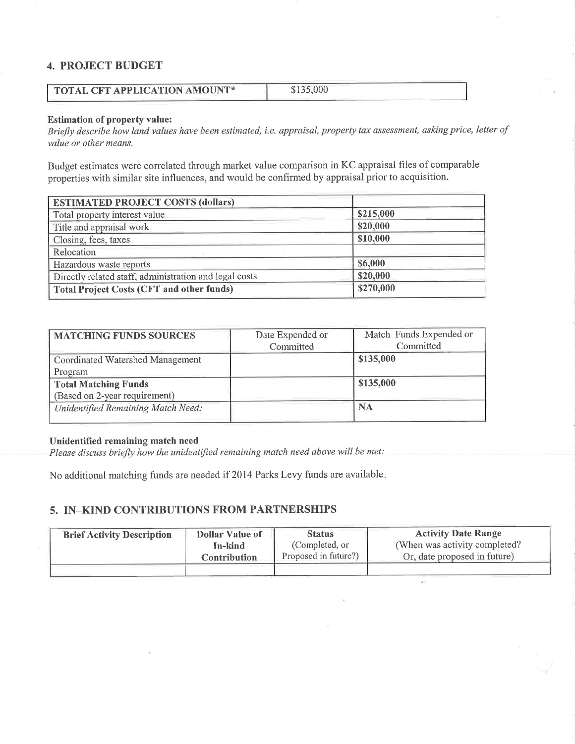## 4. PROJECT BUDGET

| TOTAL CFT APPLICATION AMOUNT* | $135,000 |
|---|---|

**Estimation of property value:**
*Briefly describe how land values have been estimated, i.e. appraisal, property tax assessment, asking price, letter of value or other means.*

Budget estimates were correlated through market value comparison in KC appraisal files of comparable properties with similar site influences, and would be confirmed by appraisal prior to acquisition.

| ESTIMATED PROJECT COSTS (dollars) | |
|---|---|
| Total property interest value | $215,000 |
| Title and appraisal work | $20,000 |
| Closing, fees, taxes | $10,000 |
| Relocation | |
| Hazardous waste reports | $6,000 |
| Directly related staff, administration and legal costs | $20,000 |
| **Total Project Costs (CFT and other funds)** | $270,000 |

| MATCHING FUNDS SOURCES | Date Expended or Committed | Match Funds Expended or Committed |
|---|---|---|
| Coordinated Watershed Management Program | | $135,000 |
| **Total Matching Funds** (Based on 2-year requirement) | | $135,000 |
| *Unidentified Remaining Match Need:* | | NA |

**Unidentified remaining match need**
*Please discuss briefly how the unidentified remaining match need above will be met:*

No additional matching funds are needed if 2014 Parks Levy funds are available.

## 5. IN-KIND CONTRIBUTIONS FROM PARTNERSHIPS

| Brief Activity Description | Dollar Value of In-kind Contribution | Status (Completed, or Proposed in future?) | Activity Date Range (When was activity completed? Or, date proposed in future) |
|---|---|---|---|
| | | | |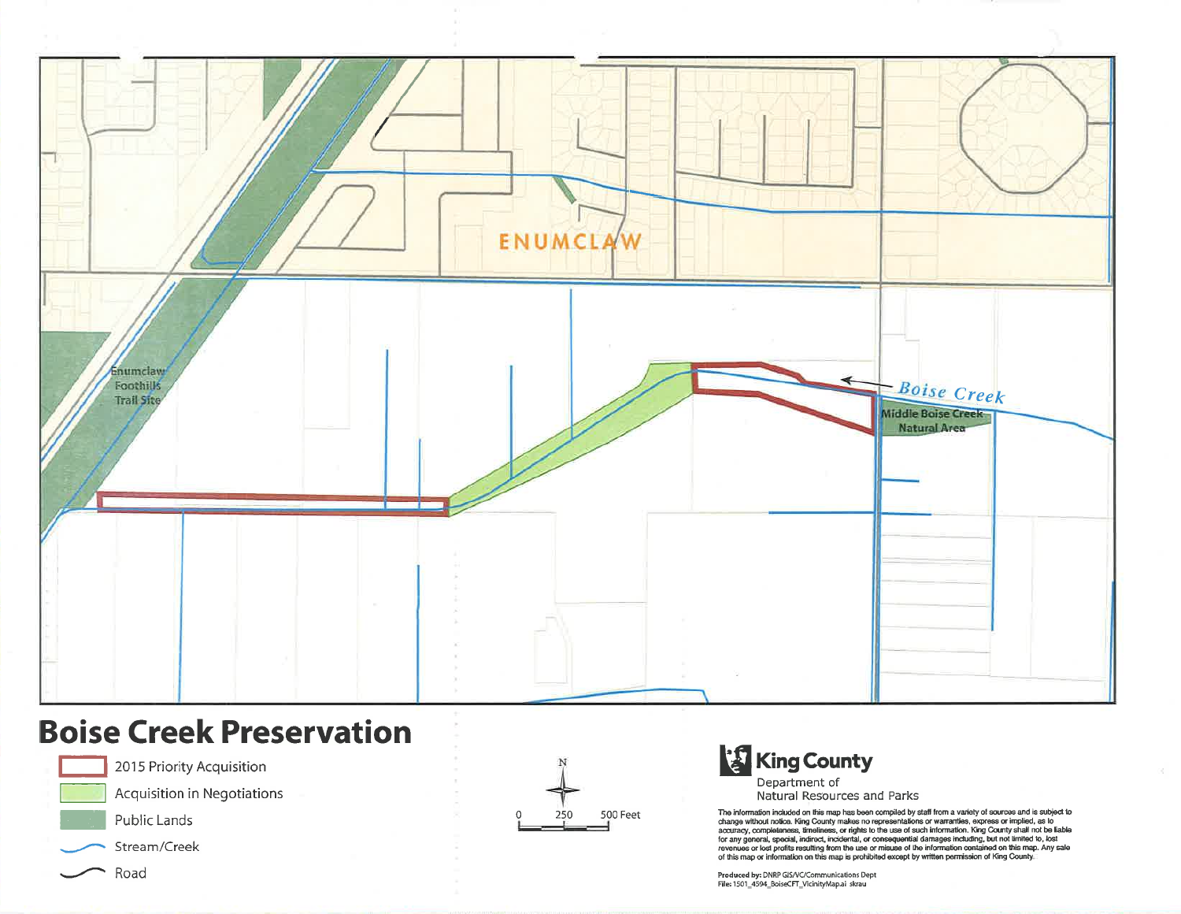ENUMCLAW

Enumclaw Foothills Trail Site

Boise Creek

Middle Boise Creek Natural Area

# Boise Creek Preservation

2015 Priority Acquisition

Acquisition in Negotiations

Public Lands

Stream/Creek

Road

N

0 250 500 Feet

King County

Department of Natural Resources and Parks

The information included on this map has been compiled by staff from a variety of sources and is subject to change without notice. King County makes no representations or warranties, express or implied, as to accuracy, completeness, timeliness, or rights to the use of such information. King County shall not be liable for any general, special, indirect, incidental, or consequential damages including, but not limited to, lost revenues or lost profits resulting from the use or misuse of the information contained on this map. Any sale of this map or information on this map is prohibited except by written permission of King County.

**Produced by:** DNRP GIS/VC/Communications Dept
File: 1501_4594_BoiseCFT_VicinityMap.ai skrau